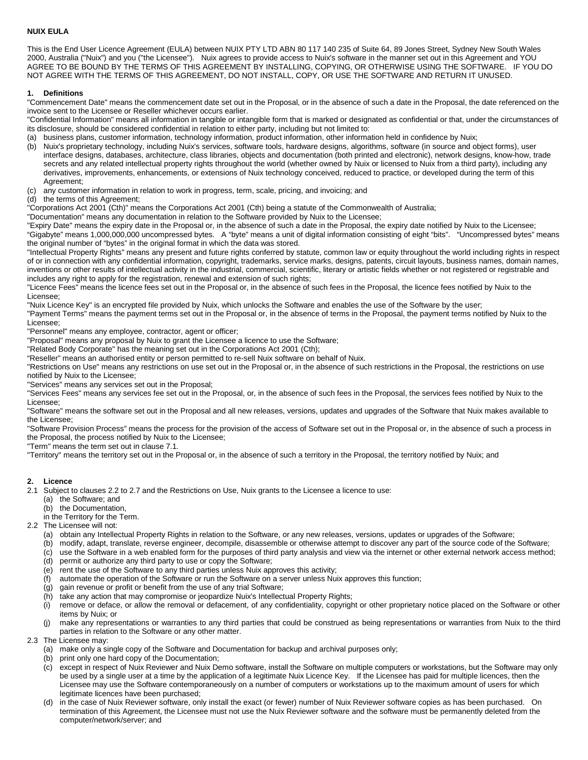**NUIX EULA**

This is the End User Licence Agreement (EULA) between NUIX PTY LTD ABN 80 117 140 235 of Suite 64, 89 Jones Street, Sydney New South Wales 2000, Australia ("Nuix") and you ("the Licensee"). Nuix agrees to provide access to Nuix's software in the manner set out in this Agreement and YOU AGREE TO BE BOUND BY THE TERMS OF THIS AGREEMENT BY INSTALLING, COPYING, OR OTHERWISE USING THE SOFTWARE. IF YOU DO NOT AGREE WITH THE TERMS OF THIS AGREEMENT, DO NOT INSTALL, COPY, OR USE THE SOFTWARE AND RETURN IT UNUSED.

**1. Definitions**

"Commencement Date" means the commencement date set out in the Proposal, or in the absence of such a date in the Proposal, the date referenced on the invoice sent to the Licensee or Reseller whichever occurs earlier.

"Confidential Information" means all information in tangible or intangible form that is marked or designated as confidential or that, under the circumstances of its disclosure, should be considered confidential in relation to either party, including but not limited to:

(a) business plans, customer information, technology information, product information, other information held in confidence by Nuix;
(b) Nuix's proprietary technology, including Nuix's services, software tools, hardware designs, algorithms, software (in source and object forms), user interface designs, databases, architecture, class libraries, objects and documentation (both printed and electronic), network designs, know-how, trade secrets and any related intellectual property rights throughout the world (whether owned by Nuix or licensed to Nuix from a third party), including any derivatives, improvements, enhancements, or extensions of Nuix technology conceived, reduced to practice, or developed during the term of this Agreement;
(c) any customer information in relation to work in progress, term, scale, pricing, and invoicing; and
(d) the terms of this Agreement;

"Corporations Act 2001 (Cth)" means the Corporations Act 2001 (Cth) being a statute of the Commonwealth of Australia;

"Documentation" means any documentation in relation to the Software provided by Nuix to the Licensee;

"Expiry Date" means the expiry date in the Proposal or, in the absence of such a date in the Proposal, the expiry date notified by Nuix to the Licensee;

"Gigabyte" means 1,000,000,000 uncompressed bytes. A "byte" means a unit of digital information consisting of eight "bits". "Uncompressed bytes" means the original number of "bytes" in the original format in which the data was stored.

"Intellectual Property Rights" means any present and future rights conferred by statute, common law or equity throughout the world including rights in respect of or in connection with any confidential information, copyright, trademarks, service marks, designs, patents, circuit layouts, business names, domain names, inventions or other results of intellectual activity in the industrial, commercial, scientific, literary or artistic fields whether or not registered or registrable and includes any right to apply for the registration, renewal and extension of such rights;

"Licence Fees" means the licence fees set out in the Proposal or, in the absence of such fees in the Proposal, the licence fees notified by Nuix to the Licensee;

"Nuix Licence Key" is an encrypted file provided by Nuix, which unlocks the Software and enables the use of the Software by the user;

"Payment Terms" means the payment terms set out in the Proposal or, in the absence of terms in the Proposal, the payment terms notified by Nuix to the Licensee;

"Personnel" means any employee, contractor, agent or officer;

"Proposal" means any proposal by Nuix to grant the Licensee a licence to use the Software;

"Related Body Corporate" has the meaning set out in the Corporations Act 2001 (Cth);

"Reseller" means an authorised entity or person permitted to re-sell Nuix software on behalf of Nuix.

"Restrictions on Use" means any restrictions on use set out in the Proposal or, in the absence of such restrictions in the Proposal, the restrictions on use notified by Nuix to the Licensee;

"Services" means any services set out in the Proposal;

"Services Fees" means any services fee set out in the Proposal, or, in the absence of such fees in the Proposal, the services fees notified by Nuix to the Licensee;

"Software" means the software set out in the Proposal and all new releases, versions, updates and upgrades of the Software that Nuix makes available to the Licensee;

"Software Provision Process" means the process for the provision of the access of Software set out in the Proposal or, in the absence of such a process in the Proposal, the process notified by Nuix to the Licensee;

"Term" means the term set out in clause 7.1.

"Territory" means the territory set out in the Proposal or, in the absence of such a territory in the Proposal, the territory notified by Nuix; and

**2. Licence**

2.1 Subject to clauses 2.2 to 2.7 and the Restrictions on Use, Nuix grants to the Licensee a licence to use:
  (a) the Software; and
  (b) the Documentation,
  in the Territory for the Term.

2.2 The Licensee will not:
  (a) obtain any Intellectual Property Rights in relation to the Software, or any new releases, versions, updates or upgrades of the Software;
  (b) modify, adapt, translate, reverse engineer, decompile, disassemble or otherwise attempt to discover any part of the source code of the Software;
  (c) use the Software in a web enabled form for the purposes of third party analysis and view via the internet or other external network access method;
  (d) permit or authorize any third party to use or copy the Software;
  (e) rent the use of the Software to any third parties unless Nuix approves this activity;
  (f) automate the operation of the Software or run the Software on a server unless Nuix approves this function;
  (g) gain revenue or profit or benefit from the use of any trial Software;
  (h) take any action that may compromise or jeopardize Nuix's Intellectual Property Rights;
  (i) remove or deface, or allow the removal or defacement, of any confidentiality, copyright or other proprietary notice placed on the Software or other items by Nuix; or
  (j) make any representations or warranties to any third parties that could be construed as being representations or warranties from Nuix to the third parties in relation to the Software or any other matter.

2.3 The Licensee may:
  (a) make only a single copy of the Software and Documentation for backup and archival purposes only;
  (b) print only one hard copy of the Documentation;
  (c) except in respect of Nuix Reviewer and Nuix Demo software, install the Software on multiple computers or workstations, but the Software may only be used by a single user at a time by the application of a legitimate Nuix Licence Key. If the Licensee has paid for multiple licences, then the Licensee may use the Software contemporaneously on a number of computers or workstations up to the maximum amount of users for which legitimate licences have been purchased;
  (d) in the case of Nuix Reviewer software, only install the exact (or fewer) number of Nuix Reviewer software copies as has been purchased. On termination of this Agreement, the Licensee must not use the Nuix Reviewer software and the software must be permanently deleted from the computer/network/server; and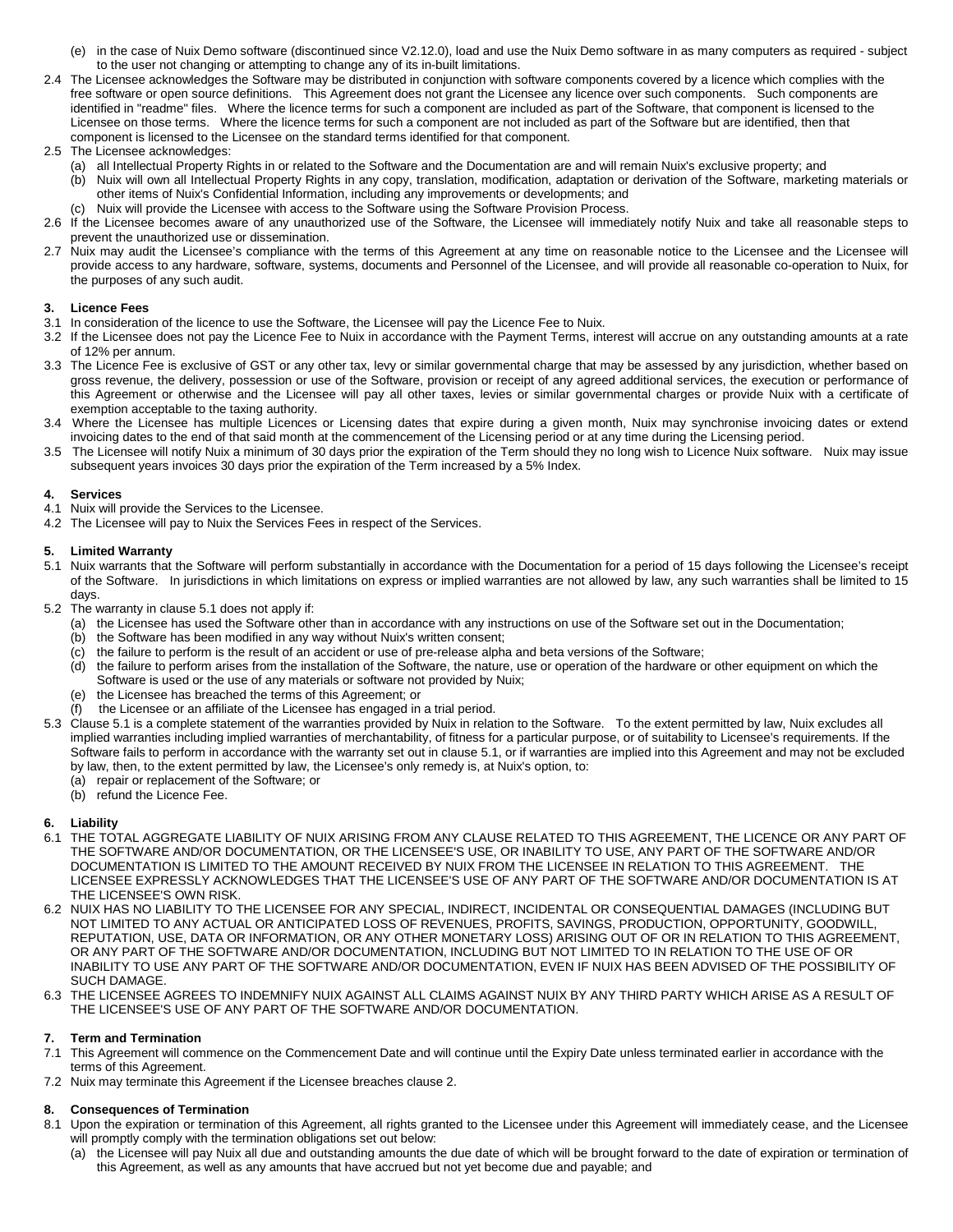(e) in the case of Nuix Demo software (discontinued since V2.12.0), load and use the Nuix Demo software in as many computers as required - subject to the user not changing or attempting to change any of its in-built limitations.

2.4 The Licensee acknowledges the Software may be distributed in conjunction with software components covered by a licence which complies with the free software or open source definitions. This Agreement does not grant the Licensee any licence over such components. Such components are identified in "readme" files. Where the licence terms for such a component are included as part of the Software, that component is licensed to the Licensee on those terms. Where the licence terms for such a component are not included as part of the Software but are identified, then that component is licensed to the Licensee on the standard terms identified for that component.

2.5 The Licensee acknowledges:
- (a) all Intellectual Property Rights in or related to the Software and the Documentation are and will remain Nuix's exclusive property; and
- (b) Nuix will own all Intellectual Property Rights in any copy, translation, modification, adaptation or derivation of the Software, marketing materials or other items of Nuix's Confidential Information, including any improvements or developments; and
- (c) Nuix will provide the Licensee with access to the Software using the Software Provision Process.

2.6 If the Licensee becomes aware of any unauthorized use of the Software, the Licensee will immediately notify Nuix and take all reasonable steps to prevent the unauthorized use or dissemination.

2.7 Nuix may audit the Licensee's compliance with the terms of this Agreement at any time on reasonable notice to the Licensee and the Licensee will provide access to any hardware, software, systems, documents and Personnel of the Licensee, and will provide all reasonable co-operation to Nuix, for the purposes of any such audit.

### 3. Licence Fees

3.1 In consideration of the licence to use the Software, the Licensee will pay the Licence Fee to Nuix.

3.2 If the Licensee does not pay the Licence Fee to Nuix in accordance with the Payment Terms, interest will accrue on any outstanding amounts at a rate of 12% per annum.

3.3 The Licence Fee is exclusive of GST or any other tax, levy or similar governmental charge that may be assessed by any jurisdiction, whether based on gross revenue, the delivery, possession or use of the Software, provision or receipt of any agreed additional services, the execution or performance of this Agreement or otherwise and the Licensee will pay all other taxes, levies or similar governmental charges or provide Nuix with a certificate of exemption acceptable to the taxing authority.

3.4 Where the Licensee has multiple Licences or Licensing dates that expire during a given month, Nuix may synchronise invoicing dates or extend invoicing dates to the end of that said month at the commencement of the Licensing period or at any time during the Licensing period.

3.5 The Licensee will notify Nuix a minimum of 30 days prior the expiration of the Term should they no long wish to Licence Nuix software. Nuix may issue subsequent years invoices 30 days prior the expiration of the Term increased by a 5% Index.

### 4. Services

4.1 Nuix will provide the Services to the Licensee.

4.2 The Licensee will pay to Nuix the Services Fees in respect of the Services.

### 5. Limited Warranty

5.1 Nuix warrants that the Software will perform substantially in accordance with the Documentation for a period of 15 days following the Licensee's receipt of the Software. In jurisdictions in which limitations on express or implied warranties are not allowed by law, any such warranties shall be limited to 15 days.

5.2 The warranty in clause 5.1 does not apply if:
- (a) the Licensee has used the Software other than in accordance with any instructions on use of the Software set out in the Documentation;
- (b) the Software has been modified in any way without Nuix's written consent;
- (c) the failure to perform is the result of an accident or use of pre-release alpha and beta versions of the Software;
- (d) the failure to perform arises from the installation of the Software, the nature, use or operation of the hardware or other equipment on which the Software is used or the use of any materials or software not provided by Nuix;
- (e) the Licensee has breached the terms of this Agreement; or
- (f) the Licensee or an affiliate of the Licensee has engaged in a trial period.

5.3 Clause 5.1 is a complete statement of the warranties provided by Nuix in relation to the Software. To the extent permitted by law, Nuix excludes all implied warranties including implied warranties of merchantability, of fitness for a particular purpose, or of suitability to Licensee's requirements. If the Software fails to perform in accordance with the warranty set out in clause 5.1, or if warranties are implied into this Agreement and may not be excluded by law, then, to the extent permitted by law, the Licensee's only remedy is, at Nuix's option, to:
- (a) repair or replacement of the Software; or
- (b) refund the Licence Fee.

### 6. Liability

6.1 THE TOTAL AGGREGATE LIABILITY OF NUIX ARISING FROM ANY CLAUSE RELATED TO THIS AGREEMENT, THE LICENCE OR ANY PART OF THE SOFTWARE AND/OR DOCUMENTATION, OR THE LICENSEE'S USE, OR INABILITY TO USE, ANY PART OF THE SOFTWARE AND/OR DOCUMENTATION IS LIMITED TO THE AMOUNT RECEIVED BY NUIX FROM THE LICENSEE IN RELATION TO THIS AGREEMENT. THE LICENSEE EXPRESSLY ACKNOWLEDGES THAT THE LICENSEE'S USE OF ANY PART OF THE SOFTWARE AND/OR DOCUMENTATION IS AT THE LICENSEE'S OWN RISK.

6.2 NUIX HAS NO LIABILITY TO THE LICENSEE FOR ANY SPECIAL, INDIRECT, INCIDENTAL OR CONSEQUENTIAL DAMAGES (INCLUDING BUT NOT LIMITED TO ANY ACTUAL OR ANTICIPATED LOSS OF REVENUES, PROFITS, SAVINGS, PRODUCTION, OPPORTUNITY, GOODWILL, REPUTATION, USE, DATA OR INFORMATION, OR ANY OTHER MONETARY LOSS) ARISING OUT OF OR IN RELATION TO THIS AGREEMENT, OR ANY PART OF THE SOFTWARE AND/OR DOCUMENTATION, INCLUDING BUT NOT LIMITED TO IN RELATION TO THE USE OF OR INABILITY TO USE ANY PART OF THE SOFTWARE AND/OR DOCUMENTATION, EVEN IF NUIX HAS BEEN ADVISED OF THE POSSIBILITY OF SUCH DAMAGE.

6.3 THE LICENSEE AGREES TO INDEMNIFY NUIX AGAINST ALL CLAIMS AGAINST NUIX BY ANY THIRD PARTY WHICH ARISE AS A RESULT OF THE LICENSEE'S USE OF ANY PART OF THE SOFTWARE AND/OR DOCUMENTATION.

### 7. Term and Termination

7.1 This Agreement will commence on the Commencement Date and will continue until the Expiry Date unless terminated earlier in accordance with the terms of this Agreement.

7.2 Nuix may terminate this Agreement if the Licensee breaches clause 2.

### 8. Consequences of Termination

8.1 Upon the expiration or termination of this Agreement, all rights granted to the Licensee under this Agreement will immediately cease, and the Licensee will promptly comply with the termination obligations set out below:
- (a) the Licensee will pay Nuix all due and outstanding amounts the due date of which will be brought forward to the date of expiration or termination of this Agreement, as well as any amounts that have accrued but not yet become due and payable; and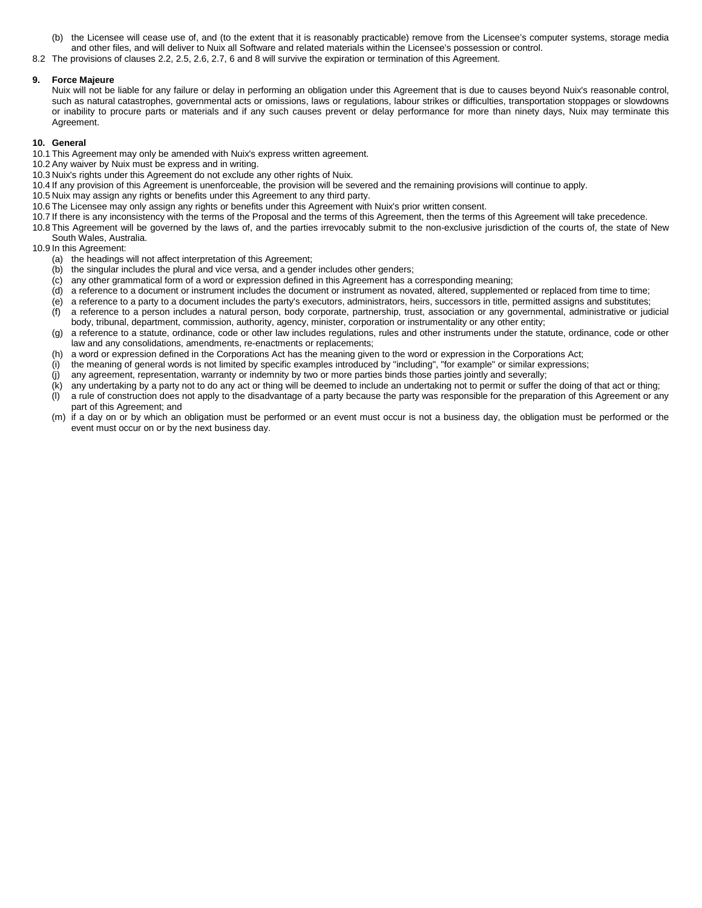(b) the Licensee will cease use of, and (to the extent that it is reasonably practicable) remove from the Licensee's computer systems, storage media and other files, and will deliver to Nuix all Software and related materials within the Licensee's possession or control.

8.2 The provisions of clauses 2.2, 2.5, 2.6, 2.7, 6 and 8 will survive the expiration or termination of this Agreement.

**9. Force Majeure**

Nuix will not be liable for any failure or delay in performing an obligation under this Agreement that is due to causes beyond Nuix's reasonable control, such as natural catastrophes, governmental acts or omissions, laws or regulations, labour strikes or difficulties, transportation stoppages or slowdowns or inability to procure parts or materials and if any such causes prevent or delay performance for more than ninety days, Nuix may terminate this Agreement.

**10. General**

10.1 This Agreement may only be amended with Nuix's express written agreement.

10.2 Any waiver by Nuix must be express and in writing.

10.3 Nuix's rights under this Agreement do not exclude any other rights of Nuix.

10.4 If any provision of this Agreement is unenforceable, the provision will be severed and the remaining provisions will continue to apply.

10.5 Nuix may assign any rights or benefits under this Agreement to any third party.

10.6 The Licensee may only assign any rights or benefits under this Agreement with Nuix's prior written consent.

10.7 If there is any inconsistency with the terms of the Proposal and the terms of this Agreement, then the terms of this Agreement will take precedence.

10.8 This Agreement will be governed by the laws of, and the parties irrevocably submit to the non-exclusive jurisdiction of the courts of, the state of New South Wales, Australia.

10.9 In this Agreement:

(a) the headings will not affect interpretation of this Agreement;

(b) the singular includes the plural and vice versa, and a gender includes other genders;

(c) any other grammatical form of a word or expression defined in this Agreement has a corresponding meaning;

(d) a reference to a document or instrument includes the document or instrument as novated, altered, supplemented or replaced from time to time;

(e) a reference to a party to a document includes the party's executors, administrators, heirs, successors in title, permitted assigns and substitutes;

(f) a reference to a person includes a natural person, body corporate, partnership, trust, association or any governmental, administrative or judicial body, tribunal, department, commission, authority, agency, minister, corporation or instrumentality or any other entity;

(g) a reference to a statute, ordinance, code or other law includes regulations, rules and other instruments under the statute, ordinance, code or other law and any consolidations, amendments, re-enactments or replacements;

(h) a word or expression defined in the Corporations Act has the meaning given to the word or expression in the Corporations Act;

(i) the meaning of general words is not limited by specific examples introduced by "including", "for example" or similar expressions;

(j) any agreement, representation, warranty or indemnity by two or more parties binds those parties jointly and severally;

(k) any undertaking by a party not to do any act or thing will be deemed to include an undertaking not to permit or suffer the doing of that act or thing;

(l) a rule of construction does not apply to the disadvantage of a party because the party was responsible for the preparation of this Agreement or any part of this Agreement; and

(m) if a day on or by which an obligation must be performed or an event must occur is not a business day, the obligation must be performed or the event must occur on or by the next business day.